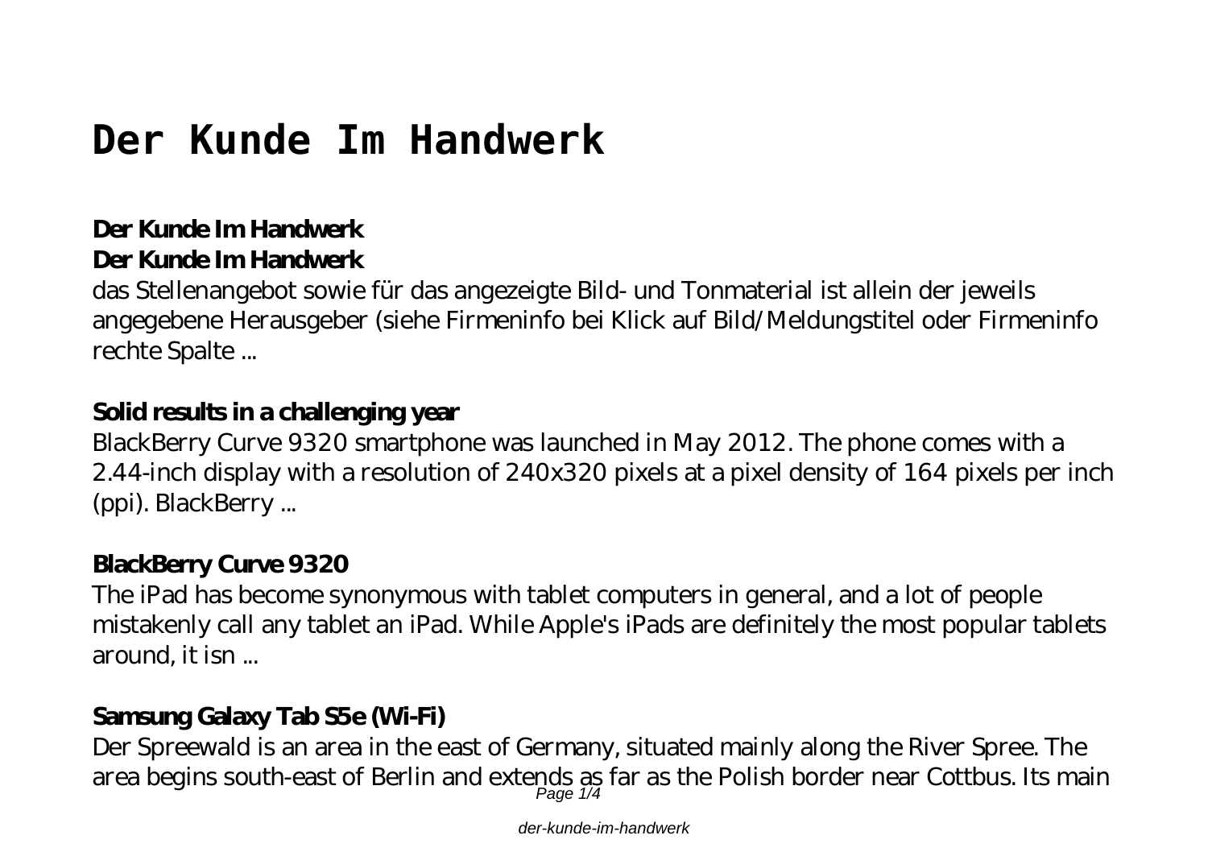# Der Kunde Im Handwerk

**Der Kunde Im Handwerk**

**Der Kunde Im Handwerk**

das Stellenangebot sowie für das angezeigte Bild- und Tonmaterial ist allein der jeweils angegebene Herausgeber (siehe Firmeninfo bei Klick auf Bild/Meldungstitel oder Firmeninfo rechte Spalte ...

**Solid results in a challenging year**

BlackBerry Curve 9320 smartphone was launched in May 2012. The phone comes with a 2.44-inch display with a resolution of 240x320 pixels at a pixel density of 164 pixels per inch (ppi). BlackBerry ...

**BlackBerry Curve 9320**

The iPad has become synonymous with tablet computers in general, and a lot of people mistakenly call any tablet an iPad. While Apple's iPads are definitely the most popular tablets around, it isn ...

**Samsung Galaxy Tab S5e (Wi-Fi)**

Der Spreewald is an area in the east of Germany, situated mainly along the River Spree. The area begins south-east of Berlin and extends as far as the Polish border near Cottbus. Its main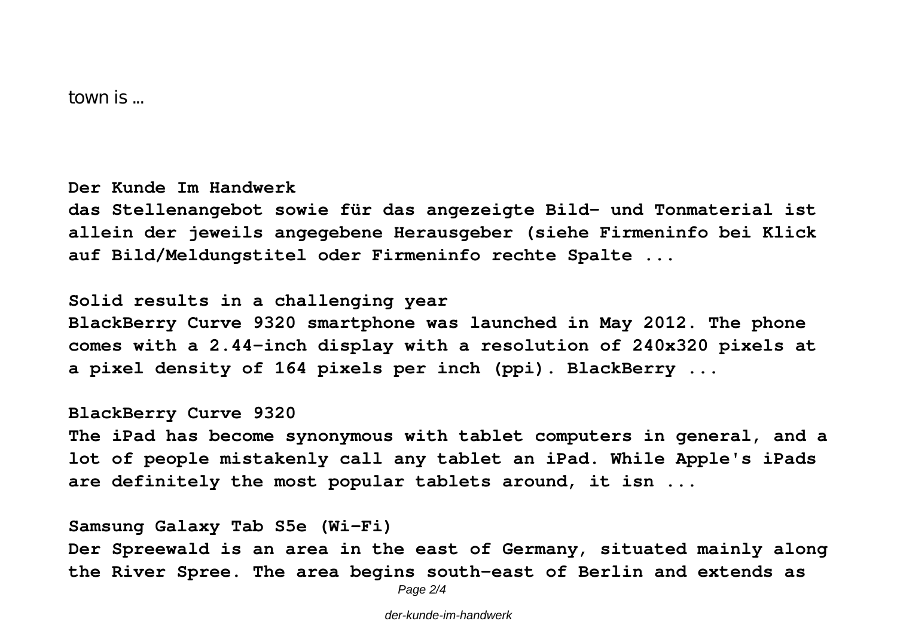town is ...

**Der Kunde Im Handwerk**

**das Stellenangebot sowie für das angezeigte Bild- und Tonmaterial ist allein der jeweils angegebene Herausgeber (siehe Firmeninfo bei Klick auf Bild/Meldungstitel oder Firmeninfo rechte Spalte ...**

**Solid results in a challenging year**

**BlackBerry Curve 9320 smartphone was launched in May 2012. The phone comes with a 2.44-inch display with a resolution of 240x320 pixels at a pixel density of 164 pixels per inch (ppi). BlackBerry ...**

**BlackBerry Curve 9320**

**The iPad has become synonymous with tablet computers in general, and a lot of people mistakenly call any tablet an iPad. While Apple's iPads are definitely the most popular tablets around, it isn ...**

**Samsung Galaxy Tab S5e (Wi-Fi)**

**Der Spreewald is an area in the east of Germany, situated mainly along the River Spree. The area begins south-east of Berlin and extends as**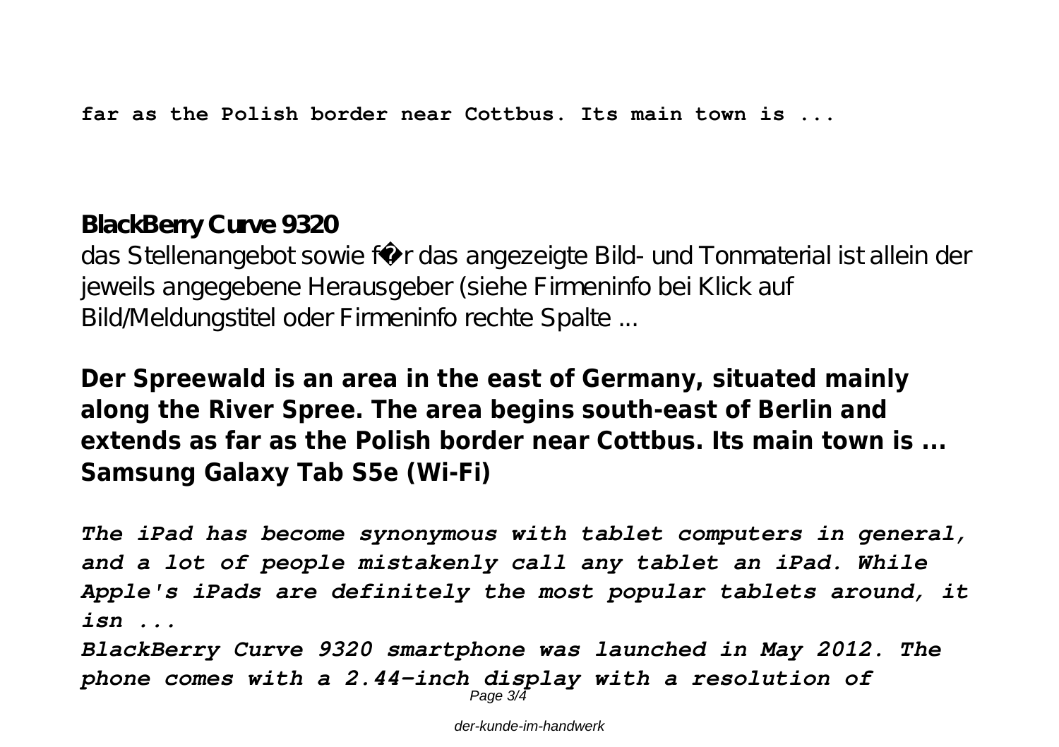**far as the Polish border near Cottbus. Its main town is ...**

## BlackBerry Curve 9320

das Stellenangebot sowie f�r das angezeigte Bild- und Tonmaterial ist allein der jeweils angegebene Herausgeber (siehe Firmeninfo bei Klick auf Bild/Meldungstitel oder Firmeninfo rechte Spalte ...

**Der Spreewald is an area in the east of Germany, situated mainly along the River Spree. The area begins south-east of Berlin and extends as far as the Polish border near Cottbus. Its main town is ...**
**Samsung Galaxy Tab S5e (Wi-Fi)**

***The iPad has become synonymous with tablet computers in general, and a lot of people mistakenly call any tablet an iPad. While Apple's iPads are definitely the most popular tablets around, it isn ...***

***BlackBerry Curve 9320 smartphone was launched in May 2012. The phone comes with a 2.44-inch display with a resolution of***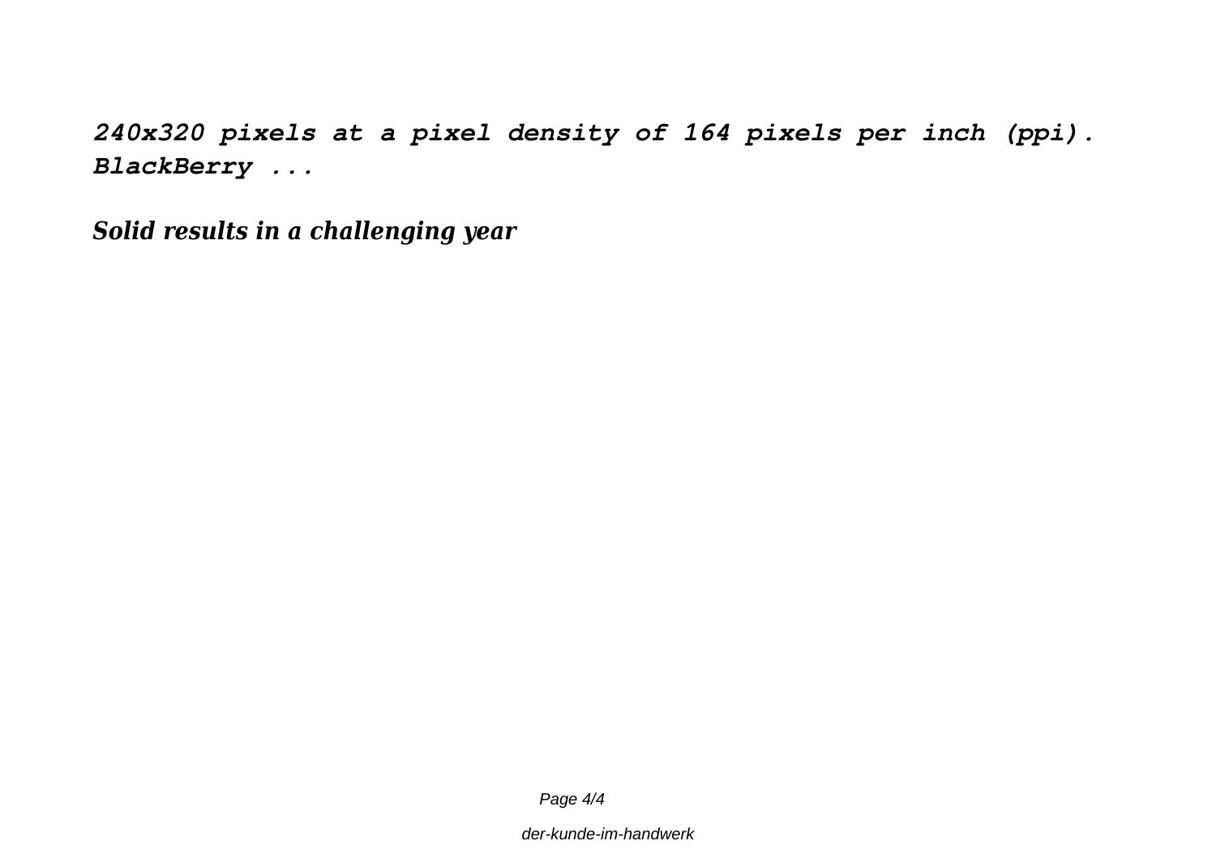***240x320 pixels at a pixel density of 164 pixels per inch (ppi). BlackBerry ...***

***Solid results in a challenging year***